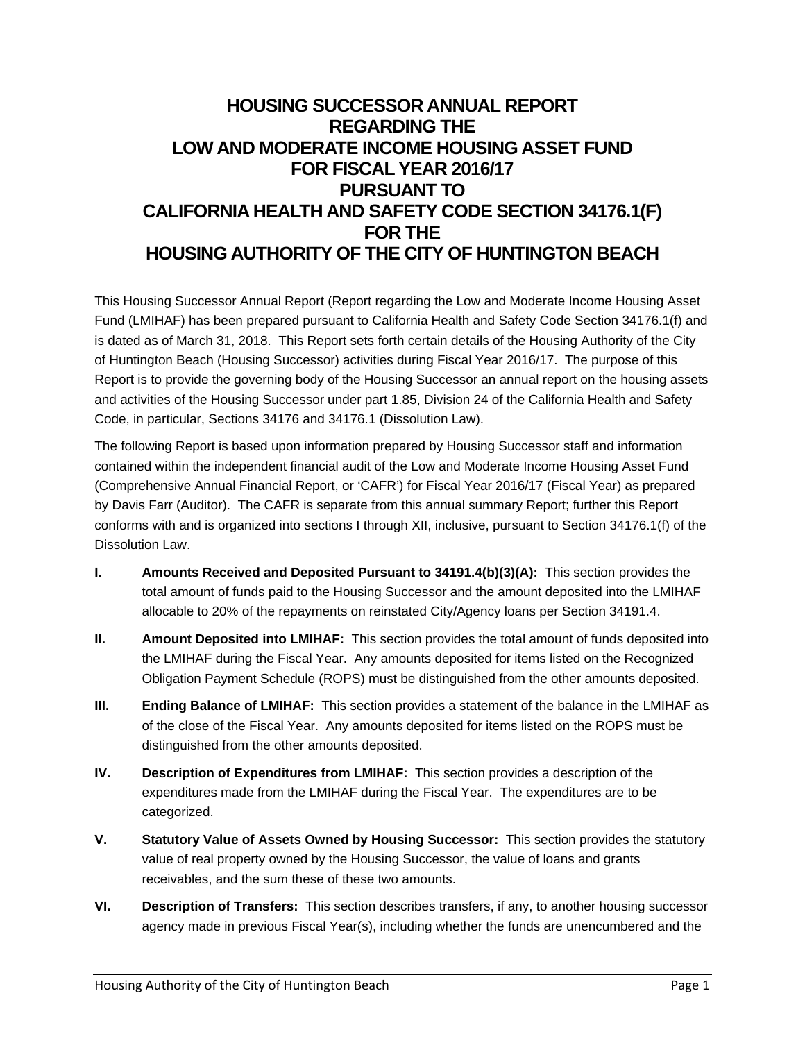# HOUSING SUCCESSOR ANNUAL REPORT REGARDING THE LOW AND MODERATE INCOME HOUSING ASSET FUND FOR FISCAL YEAR 2016/17 PURSUANT TO CALIFORNIA HEALTH AND SAFETY CODE SECTION 34176.1(F) FOR THE HOUSING AUTHORITY OF THE CITY OF HUNTINGTON BEACH

This Housing Successor Annual Report (Report regarding the Low and Moderate Income Housing Asset Fund (LMIHAF) has been prepared pursuant to California Health and Safety Code Section 34176.1(f) and is dated as of March 31, 2018. This Report sets forth certain details of the Housing Authority of the City of Huntington Beach (Housing Successor) activities during Fiscal Year 2016/17. The purpose of this Report is to provide the governing body of the Housing Successor an annual report on the housing assets and activities of the Housing Successor under part 1.85, Division 24 of the California Health and Safety Code, in particular, Sections 34176 and 34176.1 (Dissolution Law).

The following Report is based upon information prepared by Housing Successor staff and information contained within the independent financial audit of the Low and Moderate Income Housing Asset Fund (Comprehensive Annual Financial Report, or 'CAFR') for Fiscal Year 2016/17 (Fiscal Year) as prepared by Davis Farr (Auditor). The CAFR is separate from this annual summary Report; further this Report conforms with and is organized into sections I through XII, inclusive, pursuant to Section 34176.1(f) of the Dissolution Law.

- **I. Amounts Received and Deposited Pursuant to 34191.4(b)(3)(A):** This section provides the total amount of funds paid to the Housing Successor and the amount deposited into the LMIHAF allocable to 20% of the repayments on reinstated City/Agency loans per Section 34191.4.
- **II. Amount Deposited into LMIHAF:** This section provides the total amount of funds deposited into the LMIHAF during the Fiscal Year. Any amounts deposited for items listed on the Recognized Obligation Payment Schedule (ROPS) must be distinguished from the other amounts deposited.
- **III. Ending Balance of LMIHAF:** This section provides a statement of the balance in the LMIHAF as of the close of the Fiscal Year. Any amounts deposited for items listed on the ROPS must be distinguished from the other amounts deposited.
- **IV. Description of Expenditures from LMIHAF:** This section provides a description of the expenditures made from the LMIHAF during the Fiscal Year. The expenditures are to be categorized.
- **V. Statutory Value of Assets Owned by Housing Successor:** This section provides the statutory value of real property owned by the Housing Successor, the value of loans and grants receivables, and the sum these of these two amounts.
- **VI. Description of Transfers:** This section describes transfers, if any, to another housing successor agency made in previous Fiscal Year(s), including whether the funds are unencumbered and the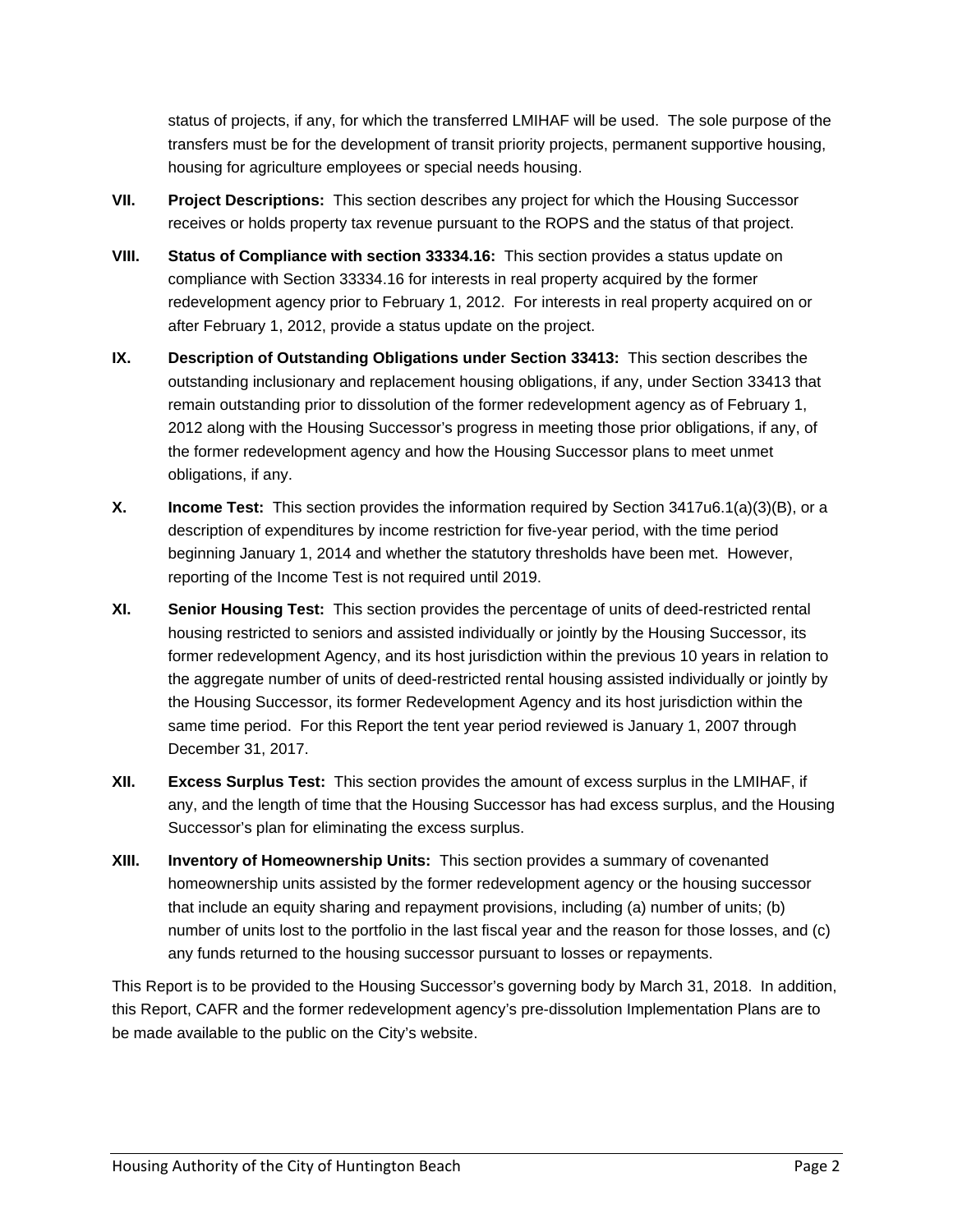status of projects, if any, for which the transferred LMIHAF will be used. The sole purpose of the transfers must be for the development of transit priority projects, permanent supportive housing, housing for agriculture employees or special needs housing.

**VII. Project Descriptions:** This section describes any project for which the Housing Successor receives or holds property tax revenue pursuant to the ROPS and the status of that project.

**VIII. Status of Compliance with section 33334.16:** This section provides a status update on compliance with Section 33334.16 for interests in real property acquired by the former redevelopment agency prior to February 1, 2012. For interests in real property acquired on or after February 1, 2012, provide a status update on the project.

**IX. Description of Outstanding Obligations under Section 33413:** This section describes the outstanding inclusionary and replacement housing obligations, if any, under Section 33413 that remain outstanding prior to dissolution of the former redevelopment agency as of February 1, 2012 along with the Housing Successor's progress in meeting those prior obligations, if any, of the former redevelopment agency and how the Housing Successor plans to meet unmet obligations, if any.

**X. Income Test:** This section provides the information required by Section 3417u6.1(a)(3)(B), or a description of expenditures by income restriction for five-year period, with the time period beginning January 1, 2014 and whether the statutory thresholds have been met. However, reporting of the Income Test is not required until 2019.

**XI. Senior Housing Test:** This section provides the percentage of units of deed-restricted rental housing restricted to seniors and assisted individually or jointly by the Housing Successor, its former redevelopment Agency, and its host jurisdiction within the previous 10 years in relation to the aggregate number of units of deed-restricted rental housing assisted individually or jointly by the Housing Successor, its former Redevelopment Agency and its host jurisdiction within the same time period. For this Report the tent year period reviewed is January 1, 2007 through December 31, 2017.

**XII. Excess Surplus Test:** This section provides the amount of excess surplus in the LMIHAF, if any, and the length of time that the Housing Successor has had excess surplus, and the Housing Successor's plan for eliminating the excess surplus.

**XIII. Inventory of Homeownership Units:** This section provides a summary of covenanted homeownership units assisted by the former redevelopment agency or the housing successor that include an equity sharing and repayment provisions, including (a) number of units; (b) number of units lost to the portfolio in the last fiscal year and the reason for those losses, and (c) any funds returned to the housing successor pursuant to losses or repayments.

This Report is to be provided to the Housing Successor's governing body by March 31, 2018. In addition, this Report, CAFR and the former redevelopment agency's pre-dissolution Implementation Plans are to be made available to the public on the City's website.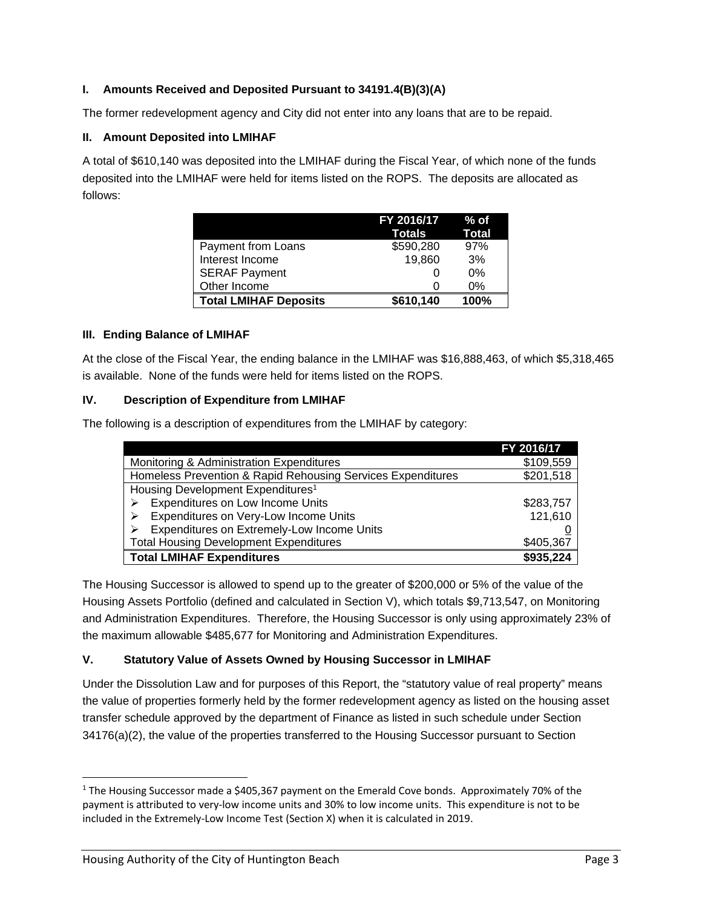**I. Amounts Received and Deposited Pursuant to 34191.4(B)(3)(A)**

The former redevelopment agency and City did not enter into any loans that are to be repaid.

**II. Amount Deposited into LMIHAF**

A total of $610,140 was deposited into the LMIHAF during the Fiscal Year, of which none of the funds deposited into the LMIHAF were held for items listed on the ROPS. The deposits are allocated as follows:

| | FY 2016/17 Totals | % of Total |
|---|---|---|
| Payment from Loans | $590,280 | 97% |
| Interest Income | 19,860 | 3% |
| SERAF Payment | 0 | 0% |
| Other Income | 0 | 0% |
| **Total LMIHAF Deposits** | **$610,140** | **100%** |

**III. Ending Balance of LMIHAF**

At the close of the Fiscal Year, the ending balance in the LMIHAF was $16,888,463, of which $5,318,465 is available. None of the funds were held for items listed on the ROPS.

**IV. Description of Expenditure from LMIHAF**

The following is a description of expenditures from the LMIHAF by category:

| | FY 2016/17 |
|---|---|
| Monitoring & Administration Expenditures | $109,559 |
| Homeless Prevention & Rapid Rehousing Services Expenditures | $201,518 |
| Housing Development Expenditures[1] | |
| ➢ Expenditures on Low Income Units | $283,757 |
| ➢ Expenditures on Very-Low Income Units | 121,610 |
| ➢ Expenditures on Extremely-Low Income Units | 0 |
| Total Housing Development Expenditures | $405,367 |
| **Total LMIHAF Expenditures** | **$935,224** |

The Housing Successor is allowed to spend up to the greater of $200,000 or 5% of the value of the Housing Assets Portfolio (defined and calculated in Section V), which totals $9,713,547, on Monitoring and Administration Expenditures. Therefore, the Housing Successor is only using approximately 23% of the maximum allowable $485,677 for Monitoring and Administration Expenditures.

**V. Statutory Value of Assets Owned by Housing Successor in LMIHAF**

Under the Dissolution Law and for purposes of this Report, the "statutory value of real property" means the value of properties formerly held by the former redevelopment agency as listed on the housing asset transfer schedule approved by the department of Finance as listed in such schedule under Section 34176(a)(2), the value of the properties transferred to the Housing Successor pursuant to Section

---

[1] The Housing Successor made a $405,367 payment on the Emerald Cove bonds. Approximately 70% of the payment is attributed to very-low income units and 30% to low income units. This expenditure is not to be included in the Extremely-Low Income Test (Section X) when it is calculated in 2019.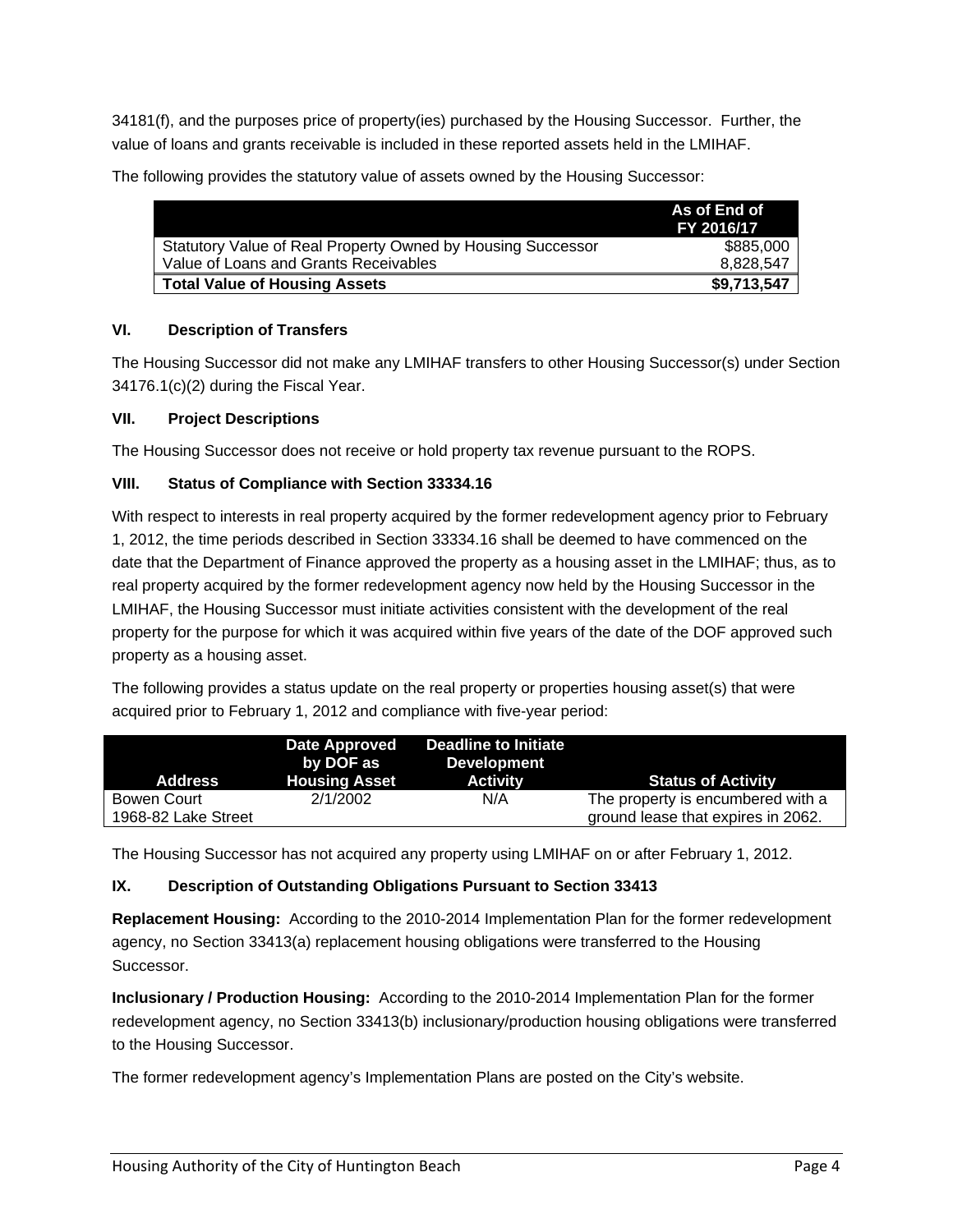34181(f), and the purposes price of property(ies) purchased by the Housing Successor. Further, the value of loans and grants receivable is included in these reported assets held in the LMIHAF.

The following provides the statutory value of assets owned by the Housing Successor:

| | As of End of FY 2016/17 |
|---|---|
| Statutory Value of Real Property Owned by Housing Successor | $885,000 |
| Value of Loans and Grants Receivables | 8,828,547 |
| **Total Value of Housing Assets** | **$9,713,547** |

### VI. Description of Transfers

The Housing Successor did not make any LMIHAF transfers to other Housing Successor(s) under Section 34176.1(c)(2) during the Fiscal Year.

### VII. Project Descriptions

The Housing Successor does not receive or hold property tax revenue pursuant to the ROPS.

### VIII. Status of Compliance with Section 33334.16

With respect to interests in real property acquired by the former redevelopment agency prior to February 1, 2012, the time periods described in Section 33334.16 shall be deemed to have commenced on the date that the Department of Finance approved the property as a housing asset in the LMIHAF; thus, as to real property acquired by the former redevelopment agency now held by the Housing Successor in the LMIHAF, the Housing Successor must initiate activities consistent with the development of the real property for the purpose for which it was acquired within five years of the date of the DOF approved such property as a housing asset.

The following provides a status update on the real property or properties housing asset(s) that were acquired prior to February 1, 2012 and compliance with five-year period:

| Address | Date Approved by DOF as Housing Asset | Deadline to Initiate Development Activity | Status of Activity |
|---|---|---|---|
| Bowen Court 1968-82 Lake Street | 2/1/2002 | N/A | The property is encumbered with a ground lease that expires in 2062. |

The Housing Successor has not acquired any property using LMIHAF on or after February 1, 2012.

### IX. Description of Outstanding Obligations Pursuant to Section 33413

**Replacement Housing:** According to the 2010-2014 Implementation Plan for the former redevelopment agency, no Section 33413(a) replacement housing obligations were transferred to the Housing Successor.

**Inclusionary / Production Housing:** According to the 2010-2014 Implementation Plan for the former redevelopment agency, no Section 33413(b) inclusionary/production housing obligations were transferred to the Housing Successor.

The former redevelopment agency's Implementation Plans are posted on the City's website.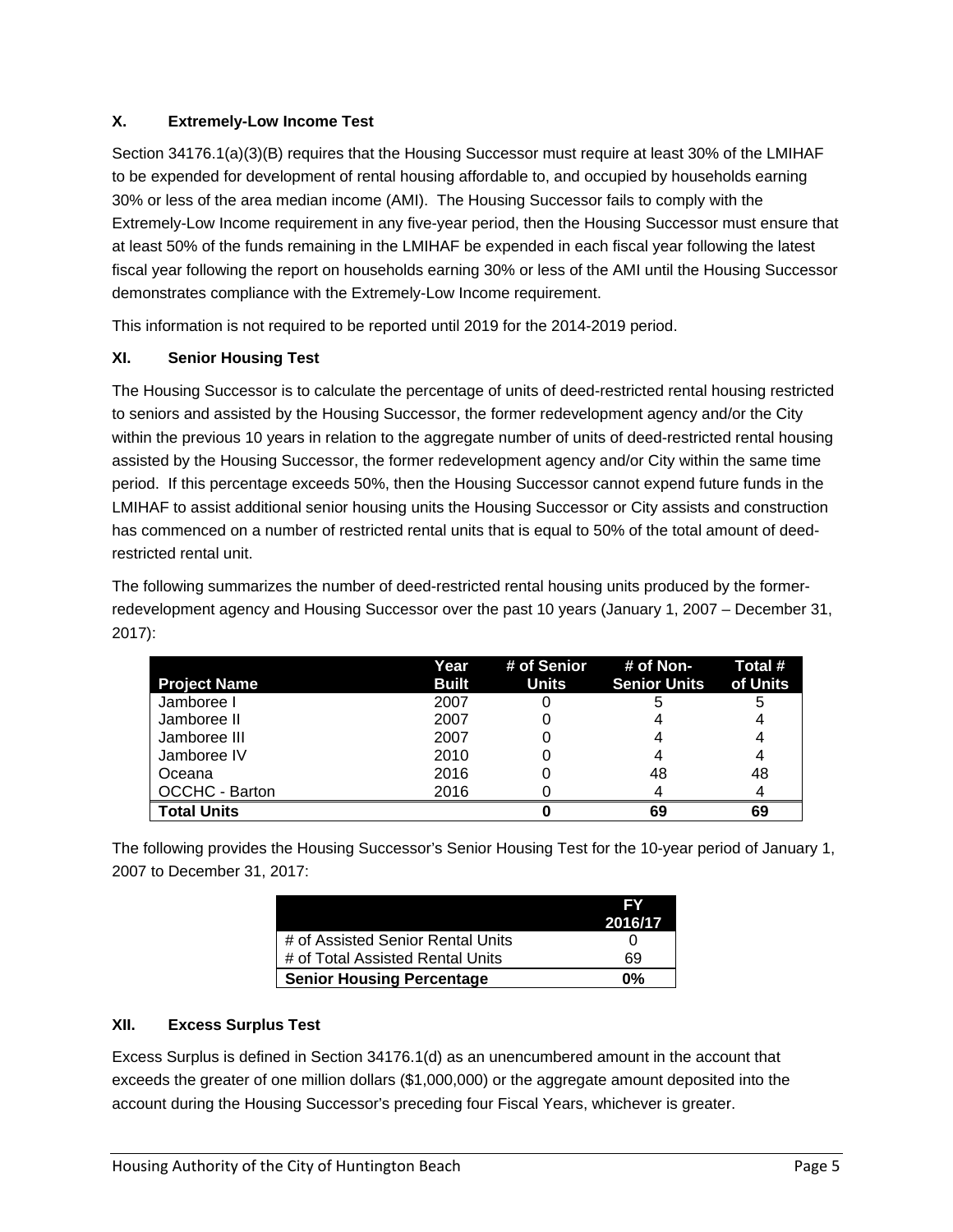### X. Extremely-Low Income Test

Section 34176.1(a)(3)(B) requires that the Housing Successor must require at least 30% of the LMIHAF to be expended for development of rental housing affordable to, and occupied by households earning 30% or less of the area median income (AMI). The Housing Successor fails to comply with the Extremely-Low Income requirement in any five-year period, then the Housing Successor must ensure that at least 50% of the funds remaining in the LMIHAF be expended in each fiscal year following the latest fiscal year following the report on households earning 30% or less of the AMI until the Housing Successor demonstrates compliance with the Extremely-Low Income requirement.

This information is not required to be reported until 2019 for the 2014-2019 period.

### XI. Senior Housing Test

The Housing Successor is to calculate the percentage of units of deed-restricted rental housing restricted to seniors and assisted by the Housing Successor, the former redevelopment agency and/or the City within the previous 10 years in relation to the aggregate number of units of deed-restricted rental housing assisted by the Housing Successor, the former redevelopment agency and/or City within the same time period. If this percentage exceeds 50%, then the Housing Successor cannot expend future funds in the LMIHAF to assist additional senior housing units the Housing Successor or City assists and construction has commenced on a number of restricted rental units that is equal to 50% of the total amount of deed-restricted rental unit.

The following summarizes the number of deed-restricted rental housing units produced by the former-redevelopment agency and Housing Successor over the past 10 years (January 1, 2007 – December 31, 2017):

| Project Name | Year Built | # of Senior Units | # of Non-Senior Units | Total # of Units |
|---|---|---|---|---|
| Jamboree I | 2007 | 0 | 5 | 5 |
| Jamboree II | 2007 | 0 | 4 | 4 |
| Jamboree III | 2007 | 0 | 4 | 4 |
| Jamboree IV | 2010 | 0 | 4 | 4 |
| Oceana | 2016 | 0 | 48 | 48 |
| OCCHC - Barton | 2016 | 0 | 4 | 4 |
| **Total Units** | | **0** | **69** | **69** |

The following provides the Housing Successor's Senior Housing Test for the 10-year period of January 1, 2007 to December 31, 2017:

| | FY 2016/17 |
|---|---|
| # of Assisted Senior Rental Units | 0 |
| # of Total Assisted Rental Units | 69 |
| **Senior Housing Percentage** | **0%** |

### XII. Excess Surplus Test

Excess Surplus is defined in Section 34176.1(d) as an unencumbered amount in the account that exceeds the greater of one million dollars ($1,000,000) or the aggregate amount deposited into the account during the Housing Successor's preceding four Fiscal Years, whichever is greater.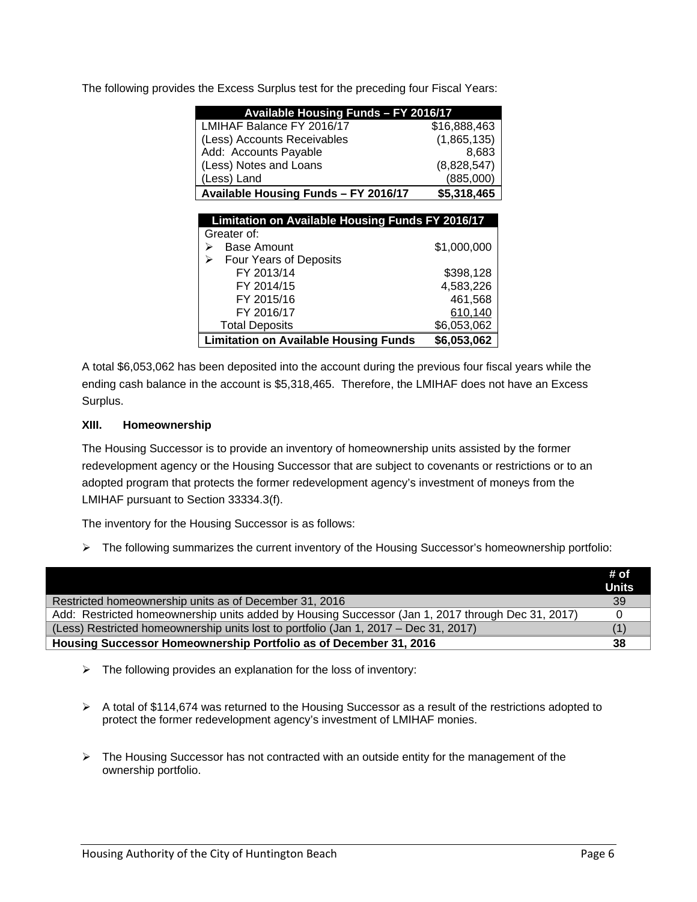The following provides the Excess Surplus test for the preceding four Fiscal Years:

| Available Housing Funds – FY 2016/17 | |
|---|---|
| LMIHAF Balance FY 2016/17 | $16,888,463 |
| (Less) Accounts Receivables | (1,865,135) |
| Add: Accounts Payable | 8,683 |
| (Less) Notes and Loans | (8,828,547) |
| (Less) Land | (885,000) |
| **Available Housing Funds – FY 2016/17** | **$5,318,465** |

| Limitation on Available Housing Funds FY 2016/17 | |
|---|---|
| Greater of: | |
| ➢ Base Amount | $1,000,000 |
| ➢ Four Years of Deposits | |
| FY 2013/14 | $398,128 |
| FY 2014/15 | 4,583,226 |
| FY 2015/16 | 461,568 |
| FY 2016/17 | 610,140 |
| Total Deposits | $6,053,062 |
| **Limitation on Available Housing Funds** | **$6,053,062** |

A total $6,053,062 has been deposited into the account during the previous four fiscal years while the ending cash balance in the account is $5,318,465. Therefore, the LMIHAF does not have an Excess Surplus.

### XIII. Homeownership

The Housing Successor is to provide an inventory of homeownership units assisted by the former redevelopment agency or the Housing Successor that are subject to covenants or restrictions or to an adopted program that protects the former redevelopment agency's investment of moneys from the LMIHAF pursuant to Section 33334.3(f).

The inventory for the Housing Successor is as follows:

- The following summarizes the current inventory of the Housing Successor's homeownership portfolio:

| | # of Units |
|---|---|
| Restricted homeownership units as of December 31, 2016 | 39 |
| Add: Restricted homeownership units added by Housing Successor (Jan 1, 2017 through Dec 31, 2017) | 0 |
| (Less) Restricted homeownership units lost to portfolio (Jan 1, 2017 – Dec 31, 2017) | (1) |
| **Housing Successor Homeownership Portfolio as of December 31, 2016** | **38** |

- The following provides an explanation for the loss of inventory:

- A total of $114,674 was returned to the Housing Successor as a result of the restrictions adopted to protect the former redevelopment agency's investment of LMIHAF monies.

- The Housing Successor has not contracted with an outside entity for the management of the ownership portfolio.